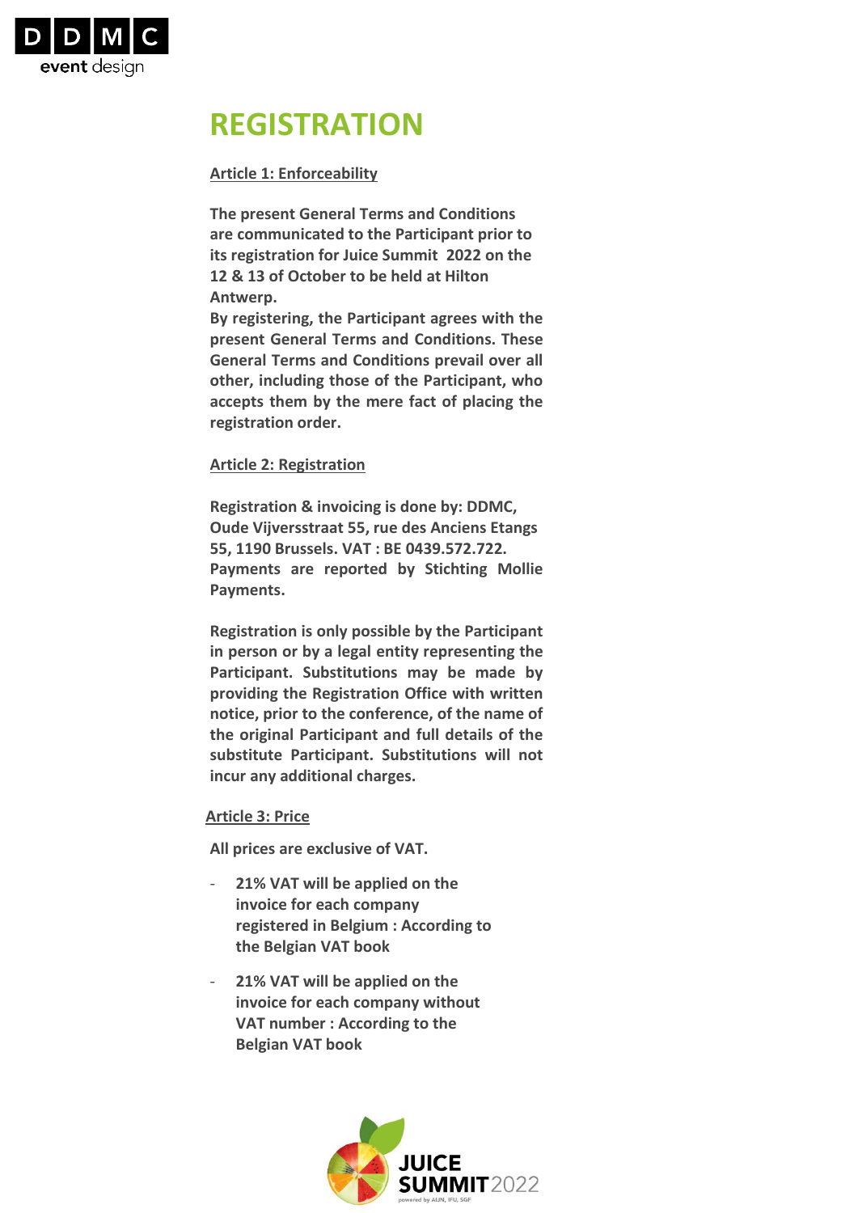# REGISTRATION

**Article 1: Enforceability**

**The present General Terms and Conditions are communicated to the Participant prior to its registration for Juice Summit 2022 on the 12 & 13 of October to be held at Hilton Antwerp.**
**By registering, the Participant agrees with the present General Terms and Conditions. These General Terms and Conditions prevail over all other, including those of the Participant, who accepts them by the mere fact of placing the registration order.**

**Article 2: Registration**

**Registration & invoicing is done by: DDMC, Oude Vijversstraat 55, rue des Anciens Etangs 55, 1190 Brussels. VAT : BE 0439.572.722. Payments are reported by Stichting Mollie Payments.**

**Registration is only possible by the Participant in person or by a legal entity representing the Participant. Substitutions may be made by providing the Registration Office with written notice, prior to the conference, of the name of the original Participant and full details of the substitute Participant. Substitutions will not incur any additional charges.**

**Article 3: Price**

**All prices are exclusive of VAT.**

- **21% VAT will be applied on the invoice for each company registered in Belgium : According to the Belgian VAT book**
- **21% VAT will be applied on the invoice for each company without VAT number : According to the Belgian VAT book**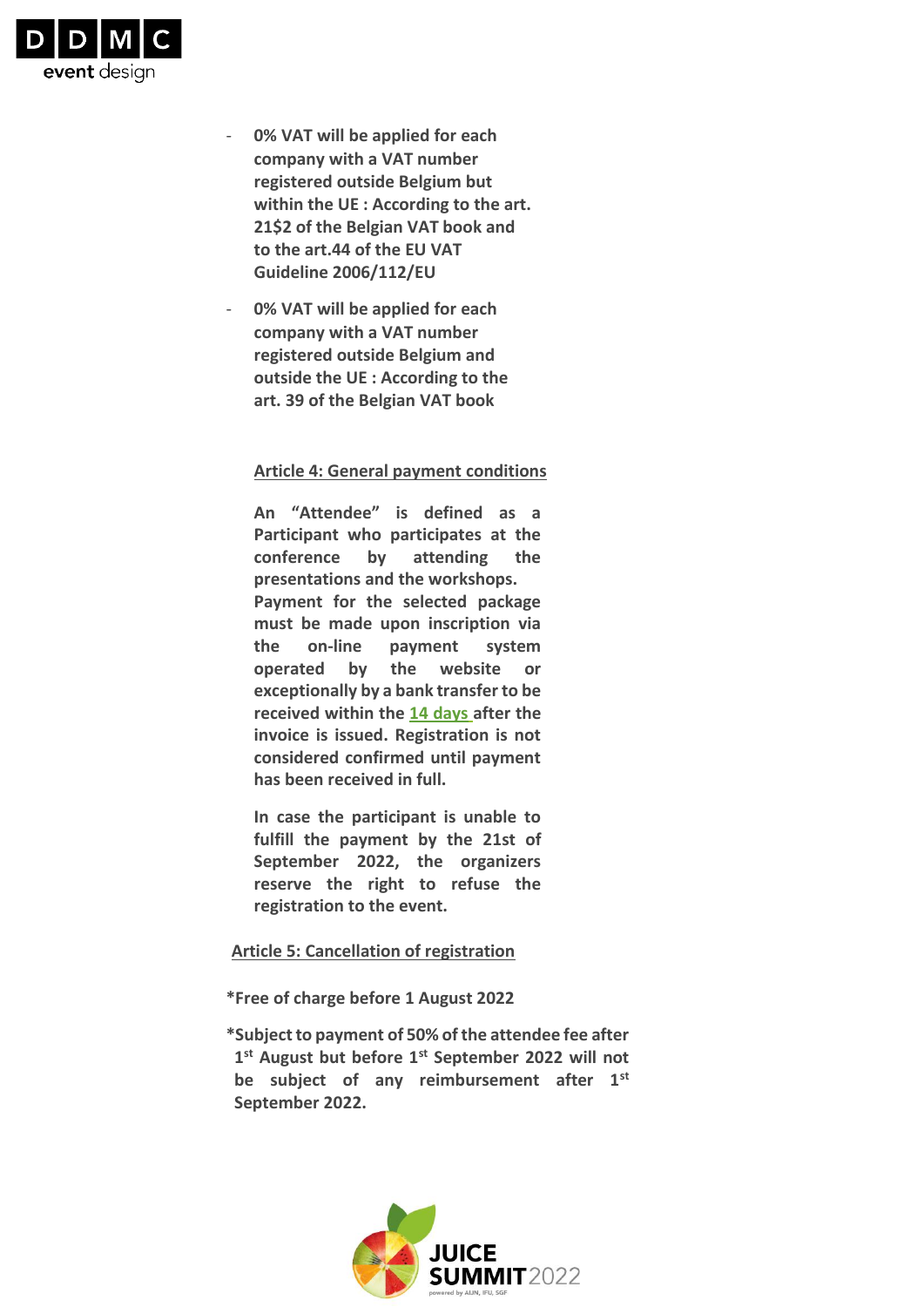- **0% VAT will be applied for each company with a VAT number registered outside Belgium but within the UE : According to the art. 21$2 of the Belgian VAT book and to the art.44 of the EU VAT Guideline 2006/112/EU**
- **0% VAT will be applied for each company with a VAT number registered outside Belgium and outside the UE : According to the art. 39 of the Belgian VAT book**

## Article 4: General payment conditions

**An "Attendee" is defined as a Participant who participates at the conference by attending the presentations and the workshops. Payment for the selected package must be made upon inscription via the on-line payment system operated by the website or exceptionally by a bank transfer to be received within the 14 days after the invoice is issued. Registration is not considered confirmed until payment has been received in full.**

**In case the participant is unable to fulfill the payment by the 21st of September 2022, the organizers reserve the right to refuse the registration to the event.**

## Article 5: Cancellation of registration

**\*Free of charge before 1 August 2022**

**\*Subject to payment of 50% of the attendee fee after 1st August but before 1st September 2022 will not be subject of any reimbursement after 1st September 2022.**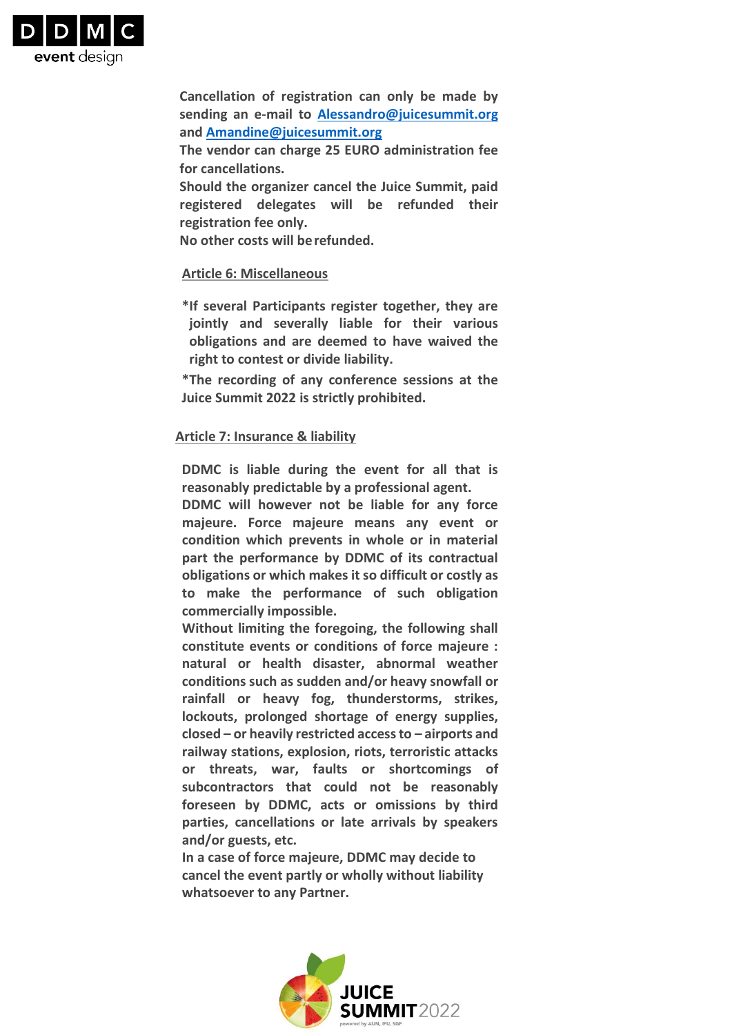**Cancellation of registration can only be made by sending an e-mail to [Alessandro@juicesummit.org](mailto:Alessandro@juicesummit.org) and [Amandine@juicesummit.org](mailto:Amandine@juicesummit.org)**

**The vendor can charge 25 EURO administration fee for cancellations.**

**Should the organizer cancel the Juice Summit, paid registered delegates will be refunded their registration fee only.**

**No other costs will be refunded.**

## Article 6: Miscellaneous

**\*If several Participants register together, they are jointly and severally liable for their various obligations and are deemed to have waived the right to contest or divide liability.**

**\*The recording of any conference sessions at the Juice Summit 2022 is strictly prohibited.**

## Article 7: Insurance & liability

**DDMC is liable during the event for all that is reasonably predictable by a professional agent.**

**DDMC will however not be liable for any force majeure. Force majeure means any event or condition which prevents in whole or in material part the performance by DDMC of its contractual obligations or which makes it so difficult or costly as to make the performance of such obligation commercially impossible.**

**Without limiting the foregoing, the following shall constitute events or conditions of force majeure : natural or health disaster, abnormal weather conditions such as sudden and/or heavy snowfall or rainfall or heavy fog, thunderstorms, strikes, lockouts, prolonged shortage of energy supplies, closed – or heavily restricted access to – airports and railway stations, explosion, riots, terroristic attacks or threats, war, faults or shortcomings of subcontractors that could not be reasonably foreseen by DDMC, acts or omissions by third parties, cancellations or late arrivals by speakers and/or guests, etc.**

**In a case of force majeure, DDMC may decide to cancel the event partly or wholly without liability whatsoever to any Partner.**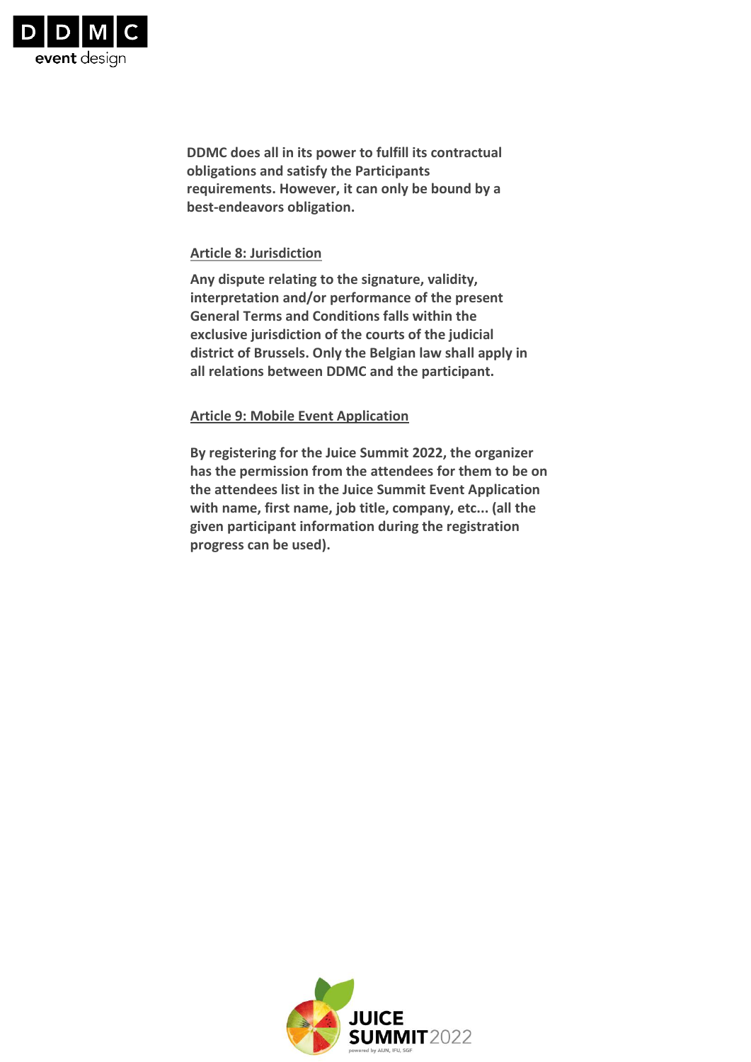**DDMC does all in its power to fulfill its contractual obligations and satisfy the Participants requirements. However, it can only be bound by a best-endeavors obligation.**

## Article 8: Jurisdiction

**Any dispute relating to the signature, validity, interpretation and/or performance of the present General Terms and Conditions falls within the exclusive jurisdiction of the courts of the judicial district of Brussels. Only the Belgian law shall apply in all relations between DDMC and the participant.**

## Article 9: Mobile Event Application

**By registering for the Juice Summit 2022, the organizer has the permission from the attendees for them to be on the attendees list in the Juice Summit Event Application with name, first name, job title, company, etc... (all the given participant information during the registration progress can be used).**